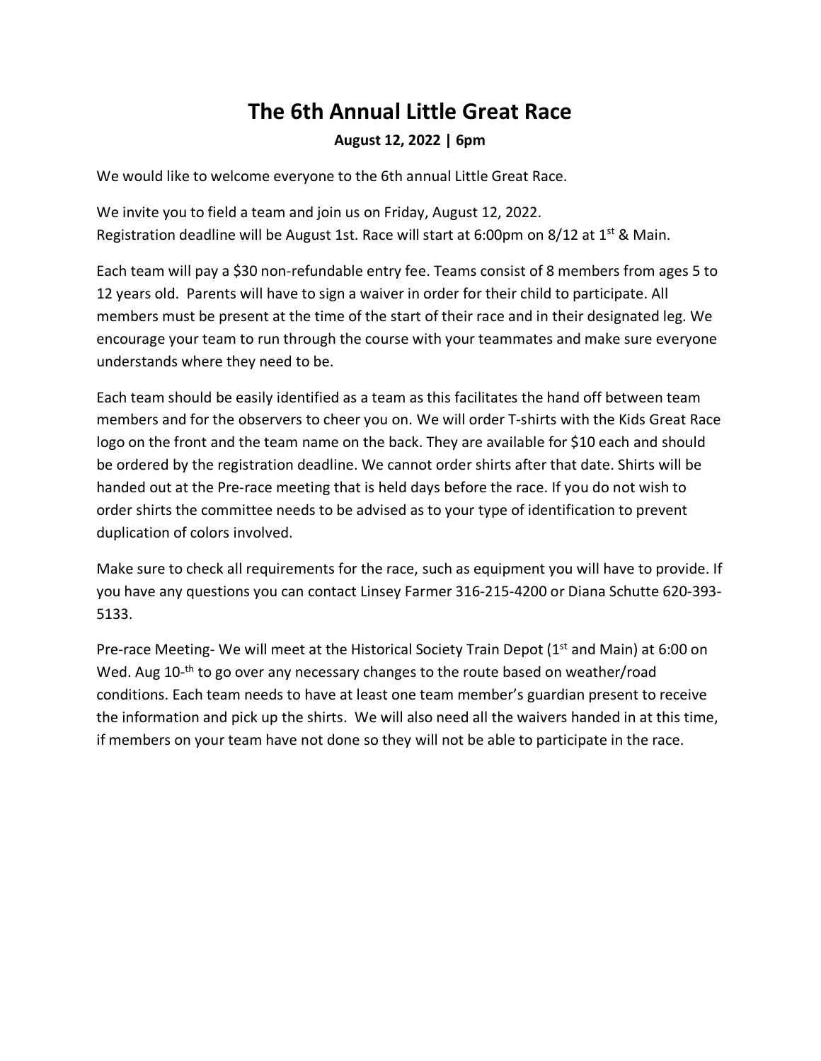# The 6th Annual Little Great Race

**August 12, 2022 | 6pm**

We would like to welcome everyone to the 6th annual Little Great Race.

We invite you to field a team and join us on Friday, August 12, 2022.
Registration deadline will be August 1st. Race will start at 6:00pm on 8/12 at 1st & Main.

Each team will pay a $30 non-refundable entry fee. Teams consist of 8 members from ages 5 to 12 years old. Parents will have to sign a waiver in order for their child to participate. All members must be present at the time of the start of their race and in their designated leg. We encourage your team to run through the course with your teammates and make sure everyone understands where they need to be.

Each team should be easily identified as a team as this facilitates the hand off between team members and for the observers to cheer you on. We will order T-shirts with the Kids Great Race logo on the front and the team name on the back. They are available for $10 each and should be ordered by the registration deadline. We cannot order shirts after that date. Shirts will be handed out at the Pre-race meeting that is held days before the race. If you do not wish to order shirts the committee needs to be advised as to your type of identification to prevent duplication of colors involved.

Make sure to check all requirements for the race, such as equipment you will have to provide. If you have any questions you can contact Linsey Farmer 316-215-4200 or Diana Schutte 620-393-5133.

Pre-race Meeting- We will meet at the Historical Society Train Depot (1st and Main) at 6:00 on Wed. Aug 10-th to go over any necessary changes to the route based on weather/road conditions. Each team needs to have at least one team member's guardian present to receive the information and pick up the shirts. We will also need all the waivers handed in at this time, if members on your team have not done so they will not be able to participate in the race.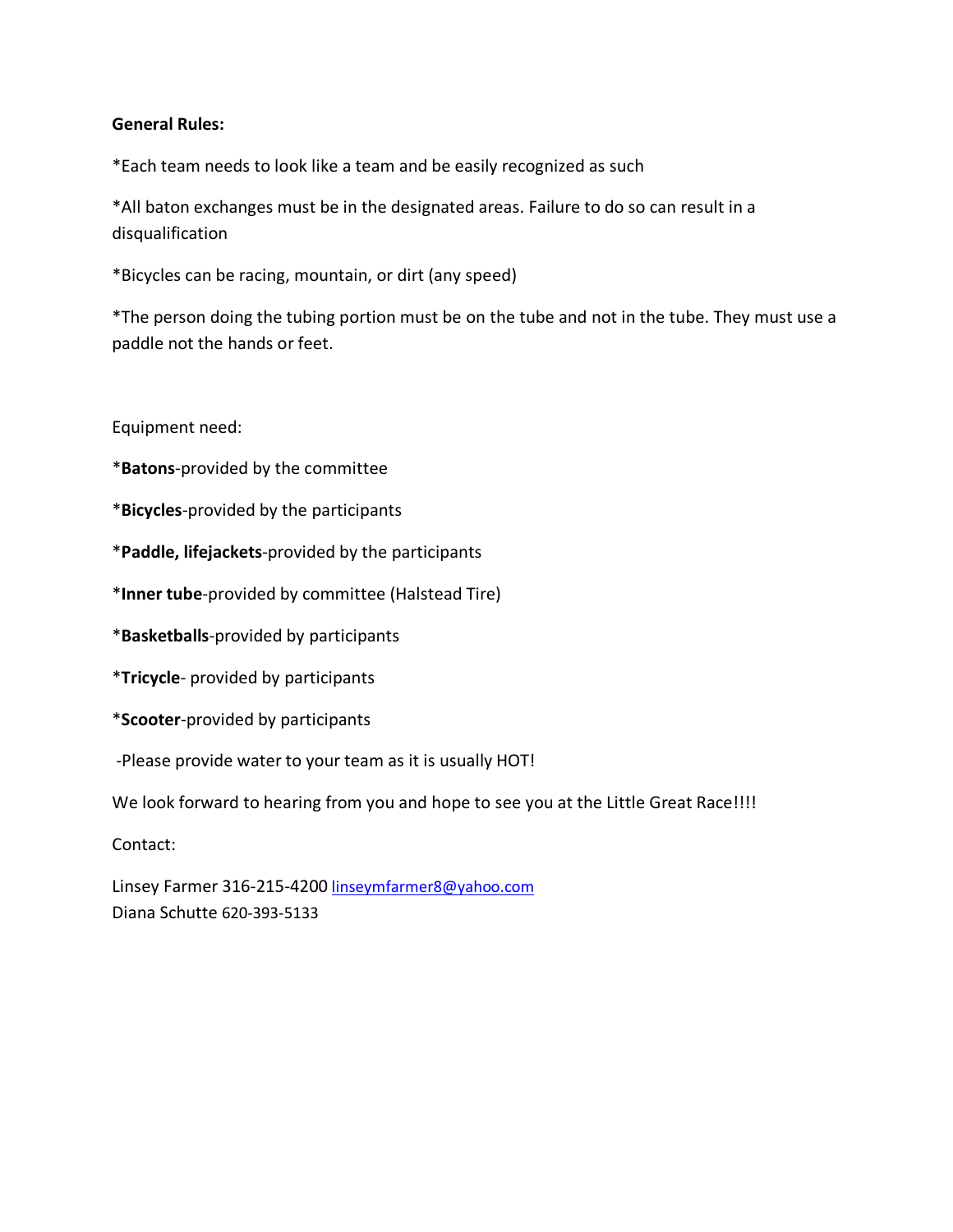**General Rules:**

*Each team needs to look like a team and be easily recognized as such

*All baton exchanges must be in the designated areas. Failure to do so can result in a disqualification

*Bicycles can be racing, mountain, or dirt (any speed)

*The person doing the tubing portion must be on the tube and not in the tube. They must use a paddle not the hands or feet.

Equipment need:

***Batons**-provided by the committee

***Bicycles**-provided by the participants

***Paddle, lifejackets**-provided by the participants

***Inner tube**-provided by committee (Halstead Tire)

***Basketballs**-provided by participants

***Tricycle**- provided by participants

***Scooter**-provided by participants

-Please provide water to your team as it is usually HOT!

We look forward to hearing from you and hope to see you at the Little Great Race!!!!

Contact:

Linsey Farmer 316-215-4200 linseymfarmer8@yahoo.com
Diana Schutte 620-393-5133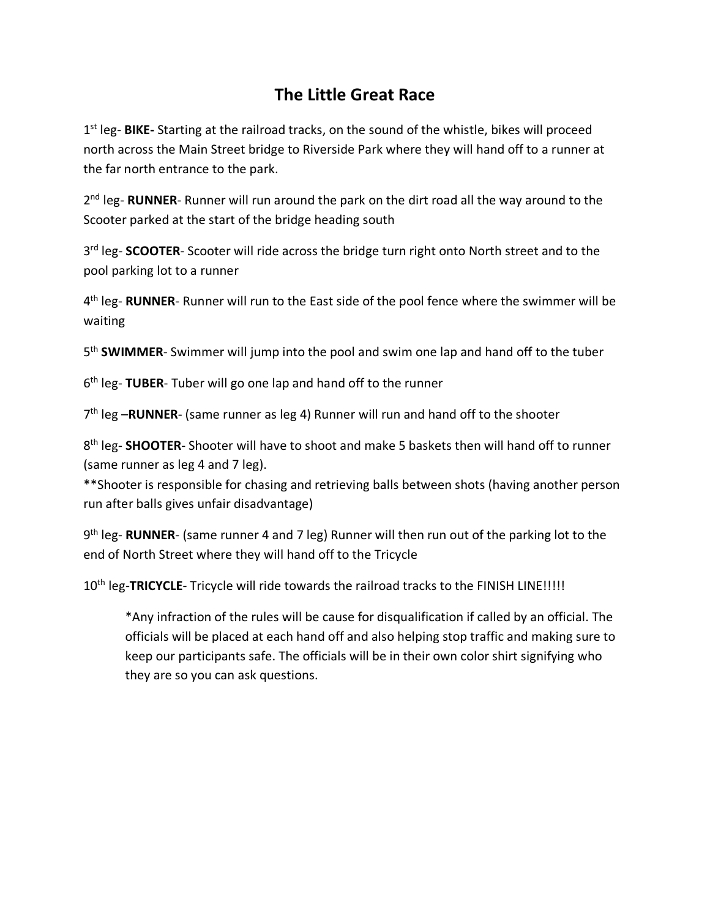# The Little Great Race

1st leg- **BIKE-** Starting at the railroad tracks, on the sound of the whistle, bikes will proceed north across the Main Street bridge to Riverside Park where they will hand off to a runner at the far north entrance to the park.

2nd leg- **RUNNER**- Runner will run around the park on the dirt road all the way around to the Scooter parked at the start of the bridge heading south

3rd leg- **SCOOTER**- Scooter will ride across the bridge turn right onto North street and to the pool parking lot to a runner

4th leg- **RUNNER**- Runner will run to the East side of the pool fence where the swimmer will be waiting

5th **SWIMMER**- Swimmer will jump into the pool and swim one lap and hand off to the tuber

6th leg- **TUBER**- Tuber will go one lap and hand off to the runner

7th leg –**RUNNER**- (same runner as leg 4) Runner will run and hand off to the shooter

8th leg- **SHOOTER**- Shooter will have to shoot and make 5 baskets then will hand off to runner (same runner as leg 4 and 7 leg).
**Shooter is responsible for chasing and retrieving balls between shots (having another person run after balls gives unfair disadvantage)

9th leg- **RUNNER**- (same runner 4 and 7 leg) Runner will then run out of the parking lot to the end of North Street where they will hand off to the Tricycle

10th leg-**TRICYCLE**- Tricycle will ride towards the railroad tracks to the FINISH LINE!!!!!

> *Any infraction of the rules will be cause for disqualification if called by an official. The officials will be placed at each hand off and also helping stop traffic and making sure to keep our participants safe. The officials will be in their own color shirt signifying who they are so you can ask questions.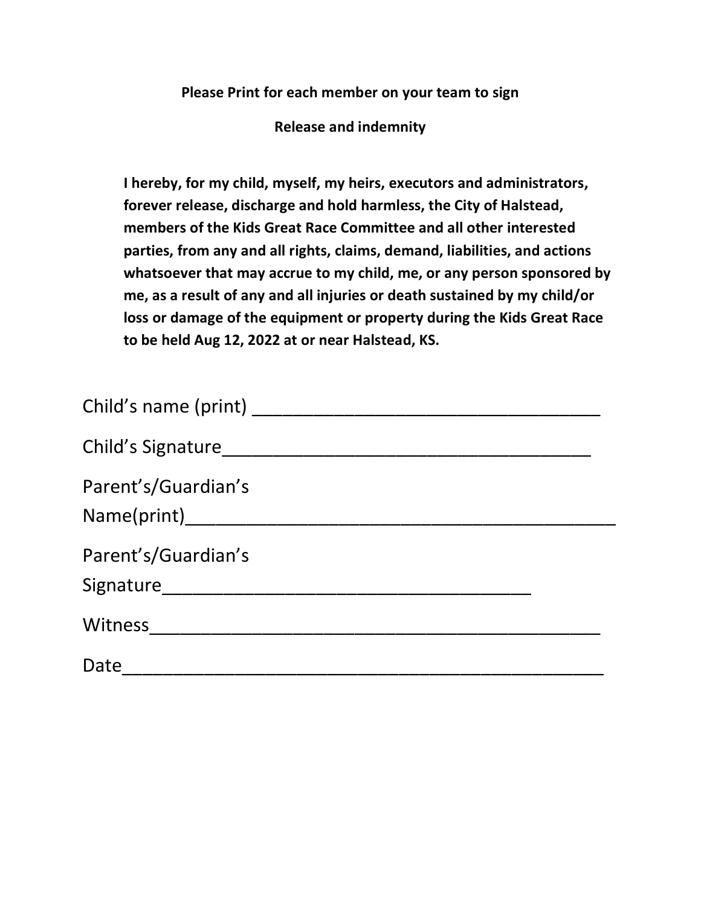**Please Print for each member on your team to sign**

**Release and indemnity**

**I hereby, for my child, myself, my heirs, executors and administrators, forever release, discharge and hold harmless, the City of Halstead, members of the Kids Great Race Committee and all other interested parties, from any and all rights, claims, demand, liabilities, and actions whatsoever that may accrue to my child, me, or any person sponsored by me, as a result of any and all injuries or death sustained by my child/or loss or damage of the equipment or property during the Kids Great Race to be held Aug 12, 2022 at or near Halstead, KS.**

Child's name (print) ___________________________________

Child's Signature_____________________________________

Parent's/Guardian's Name(print)___________________________________________

Parent's/Guardian's Signature_____________________________________

Witness_____________________________________________

Date________________________________________________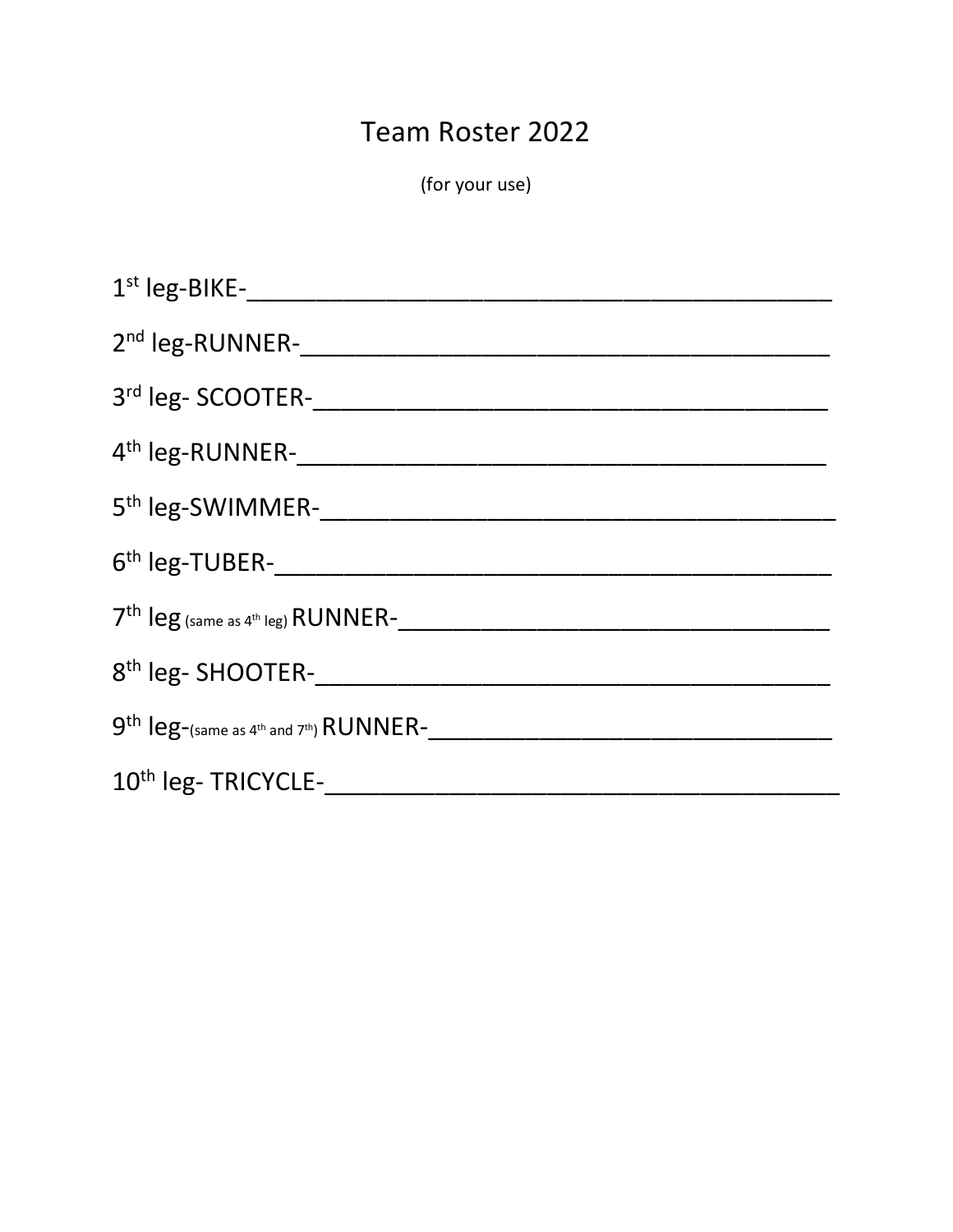# Team Roster 2022

(for your use)

1st leg-BIKE-\_\_\_\_\_\_\_\_\_\_\_\_\_\_\_\_\_\_\_\_\_\_\_\_\_\_\_\_\_\_\_\_\_\_\_\_\_\_\_\_\_\_\_\_

2nd leg-RUNNER-\_\_\_\_\_\_\_\_\_\_\_\_\_\_\_\_\_\_\_\_\_\_\_\_\_\_\_\_\_\_\_\_\_\_\_\_\_\_\_\_

3rd leg- SCOOTER-\_\_\_\_\_\_\_\_\_\_\_\_\_\_\_\_\_\_\_\_\_\_\_\_\_\_\_\_\_\_\_\_\_\_\_\_\_\_

4th leg-RUNNER-\_\_\_\_\_\_\_\_\_\_\_\_\_\_\_\_\_\_\_\_\_\_\_\_\_\_\_\_\_\_\_\_\_\_\_\_\_\_\_\_

5th leg-SWIMMER-\_\_\_\_\_\_\_\_\_\_\_\_\_\_\_\_\_\_\_\_\_\_\_\_\_\_\_\_\_\_\_\_\_\_\_\_\_\_\_\_

6th leg-TUBER-\_\_\_\_\_\_\_\_\_\_\_\_\_\_\_\_\_\_\_\_\_\_\_\_\_\_\_\_\_\_\_\_\_\_\_\_\_\_\_\_\_\_

7th leg (same as 4th leg) RUNNER-\_\_\_\_\_\_\_\_\_\_\_\_\_\_\_\_\_\_\_\_\_\_\_\_\_\_\_\_\_\_\_\_\_\_

8th leg- SHOOTER-\_\_\_\_\_\_\_\_\_\_\_\_\_\_\_\_\_\_\_\_\_\_\_\_\_\_\_\_\_\_\_\_\_\_\_\_\_\_\_

9th leg-(same as 4th and 7th) RUNNER-\_\_\_\_\_\_\_\_\_\_\_\_\_\_\_\_\_\_\_\_\_\_\_\_\_\_\_\_\_\_\_\_

10th leg- TRICYCLE-\_\_\_\_\_\_\_\_\_\_\_\_\_\_\_\_\_\_\_\_\_\_\_\_\_\_\_\_\_\_\_\_\_\_\_\_\_\_\_\_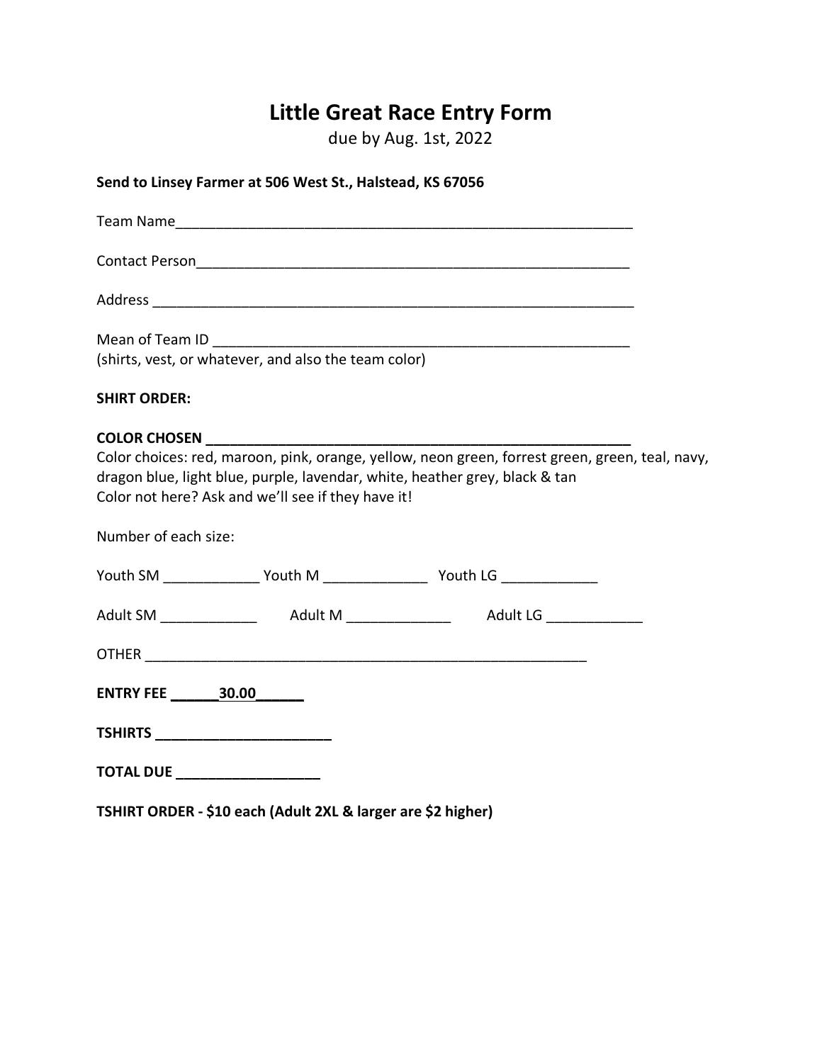# Little Great Race Entry Form

due by Aug. 1st, 2022

**Send to Linsey Farmer at 506 West St., Halstead, KS 67056**

Team Name___________________________________________________________

Contact Person_______________________________________________________

Address _____________________________________________________________

Mean of Team ID _____________________________________________________
(shirts, vest, or whatever, and also the team color)

**SHIRT ORDER:**

**COLOR CHOSEN ____________________________________________________**
Color choices: red, maroon, pink, orange, yellow, neon green, forrest green, green, teal, navy, dragon blue, light blue, purple, lavendar, white, heather grey, black & tan
Color not here? Ask and we'll see if they have it!

Number of each size:

Youth SM ____________ Youth M _____________ Youth LG ____________

Adult SM ____________ Adult M _____________ Adult LG ____________

OTHER ______________________________________________________

**ENTRY FEE ______30.00______**

**TSHIRTS ______________________**

**TOTAL DUE __________________**

**TSHIRT ORDER - $10 each (Adult 2XL & larger are $2 higher)**